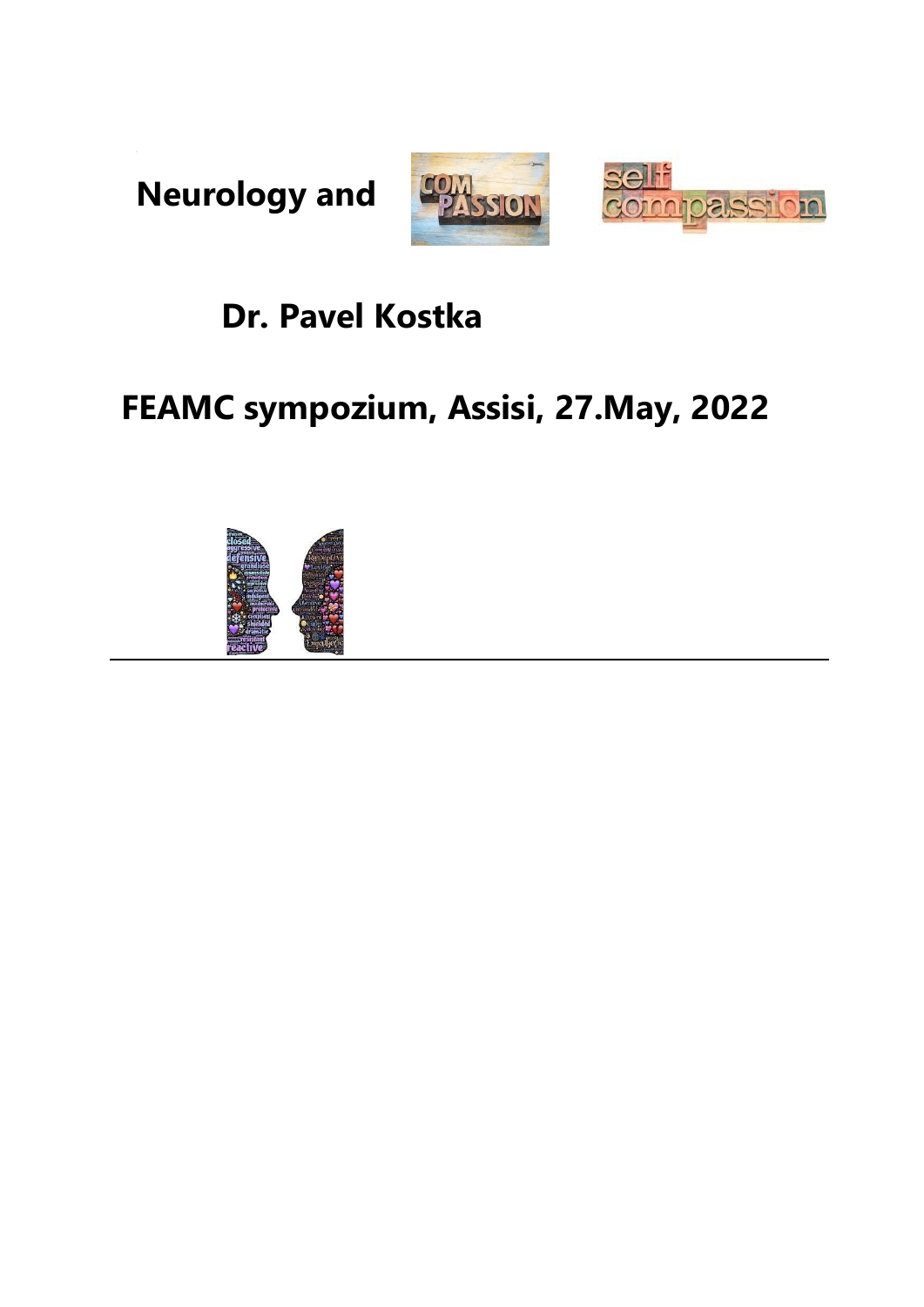# Neurology and

## Dr. Pavel Kostka

## FEAMC sympozium, Assisi, 27.May, 2022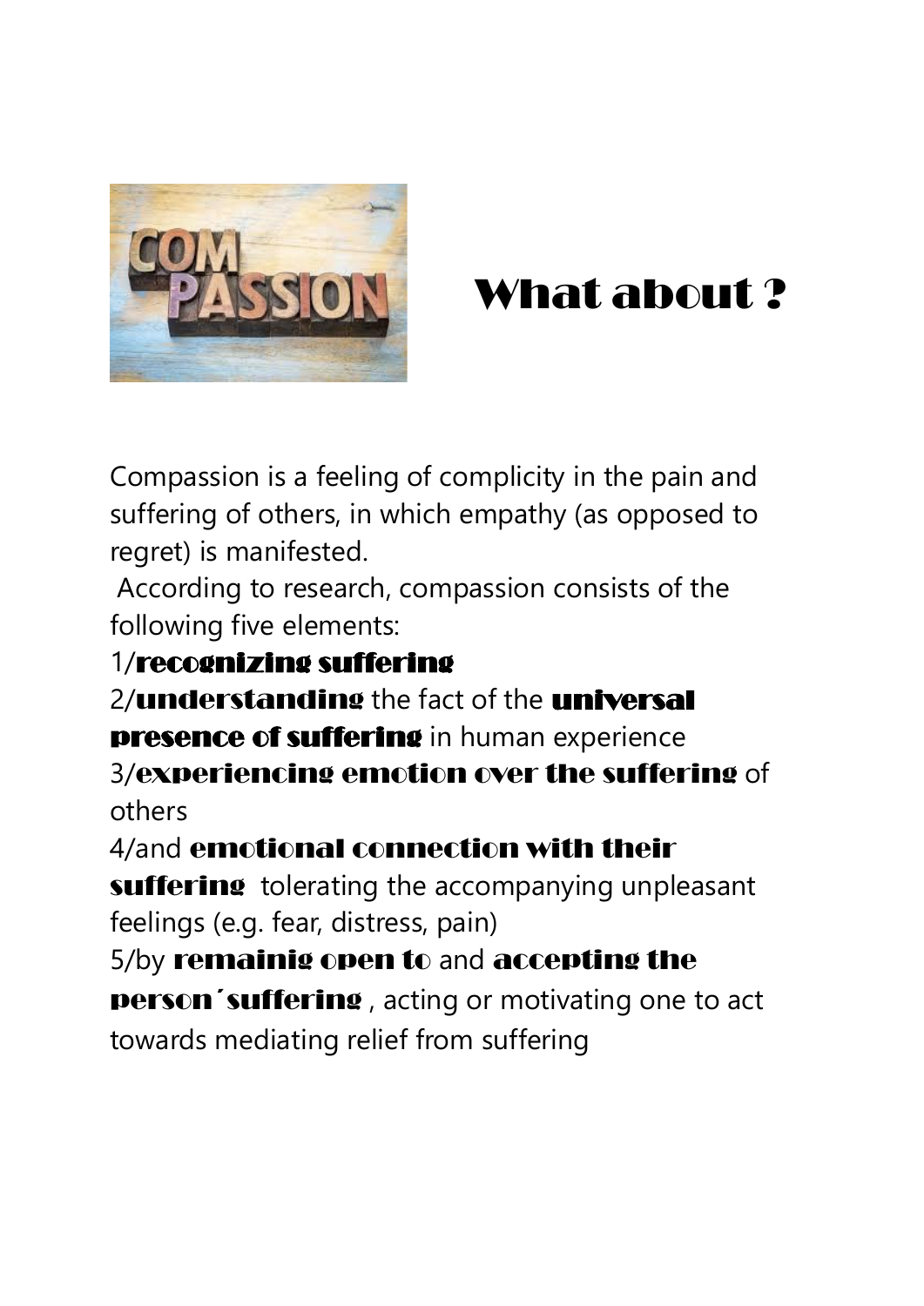# What about ?

Compassion is a feeling of complicity in the pain and suffering of others, in which empathy (as opposed to regret) is manifested.

According to research, compassion consists of the following five elements:

1/**recognizing suffering**

2/**understanding** the fact of the **universal presence of suffering** in human experience

3/**experiencing emotion over the suffering** of others

4/and **emotional connection with their suffering** tolerating the accompanying unpleasant feelings (e.g. fear, distress, pain)

5/by **remainig open to** and **accepting the person´suffering** , acting or motivating one to act towards mediating relief from suffering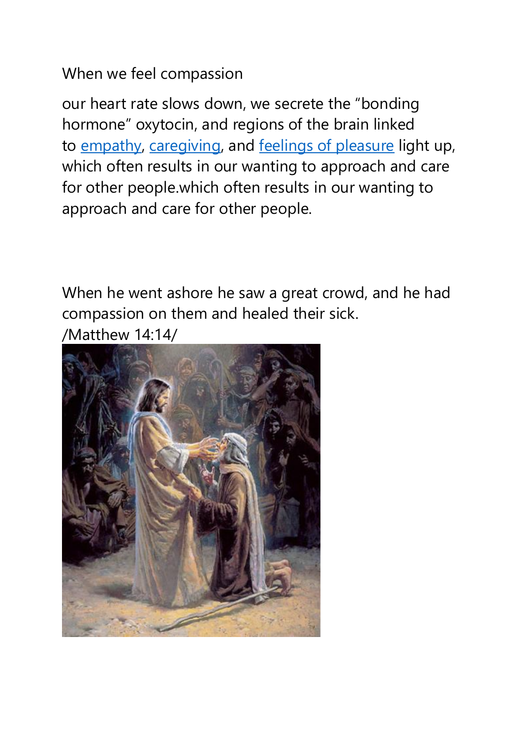When we feel compassion

our heart rate slows down, we secrete the "bonding hormone" oxytocin, and regions of the brain linked to empathy, caregiving, and feelings of pleasure light up, which often results in our wanting to approach and care for other people.which often results in our wanting to approach and care for other people.

When he went ashore he saw a great crowd, and he had compassion on them and healed their sick.
/Matthew 14:14/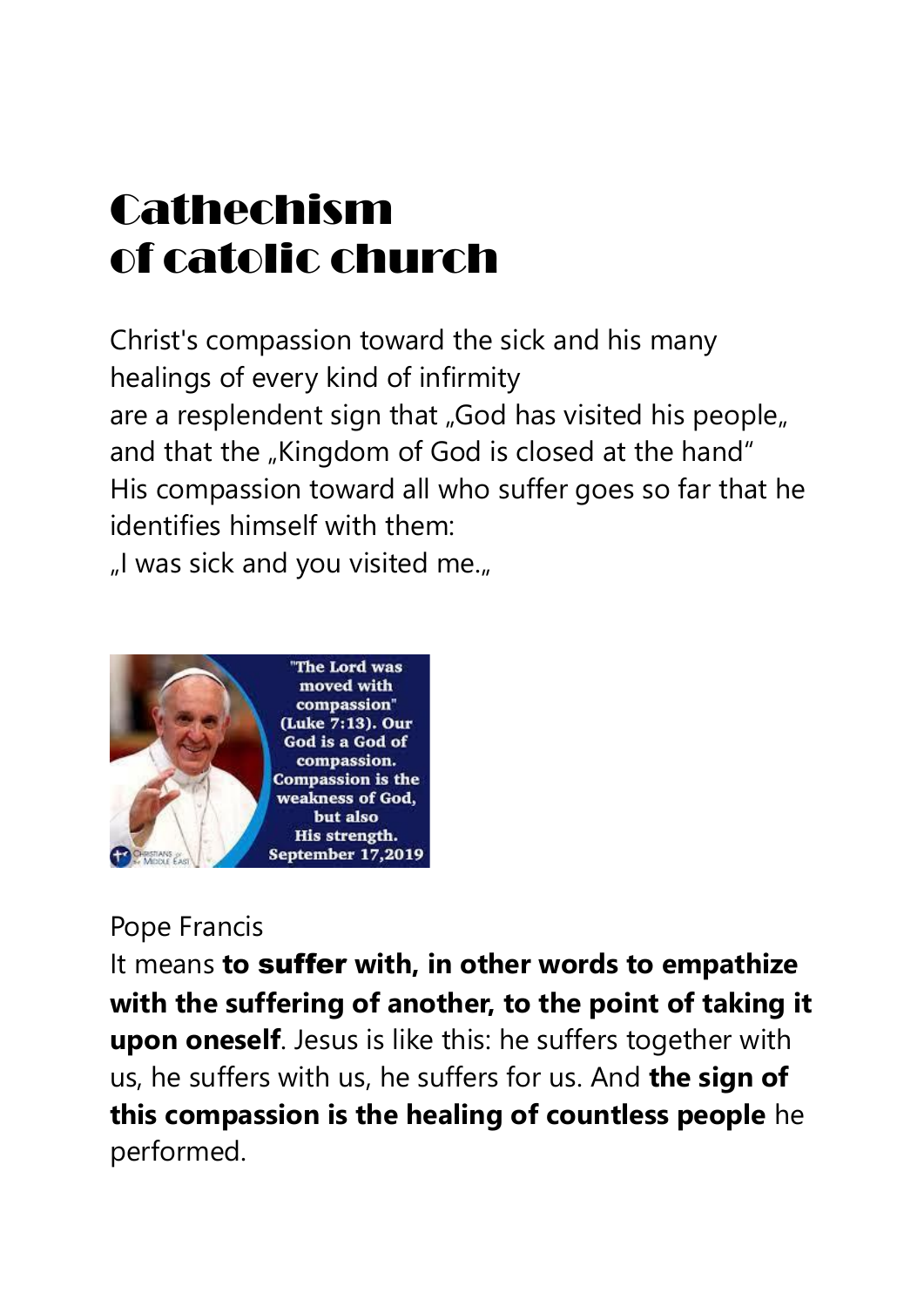# Cathechism of catolic church

Christ's compassion toward the sick and his many healings of every kind of infirmity are a resplendent sign that „God has visited his people„ and that the „Kingdom of God is closed at the hand" His compassion toward all who suffer goes so far that he identifies himself with them:
„I was sick and you visited me.„

"The Lord was moved with compassion" (Luke 7:13). Our God is a God of compassion. Compassion is the weakness of God, but also His strength. September 17,2019

Pope Francis

It means **to suffer with, in other words to empathize with the suffering of another, to the point of taking it upon oneself**. Jesus is like this: he suffers together with us, he suffers with us, he suffers for us. And **the sign of this compassion is the healing of countless people** he performed.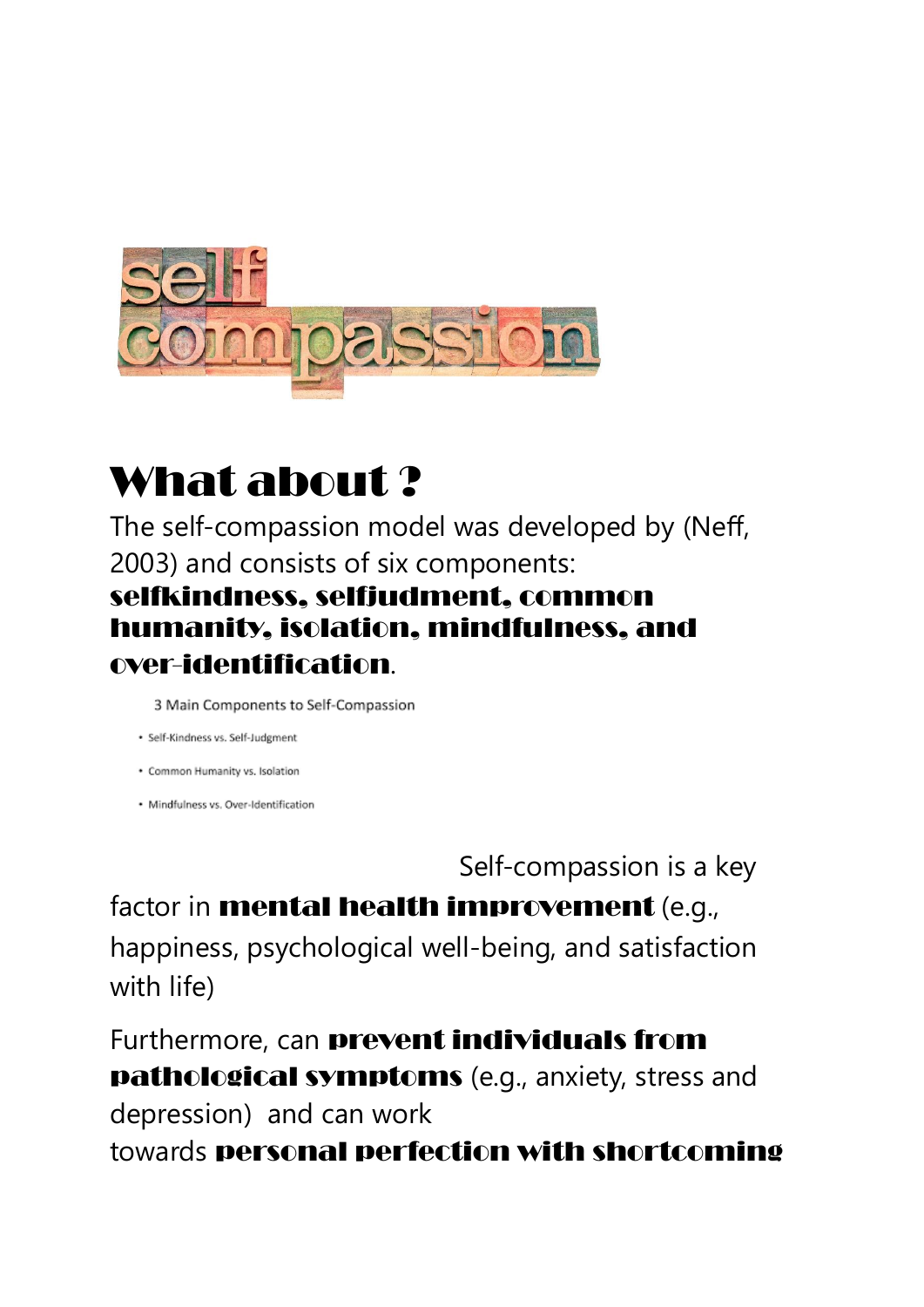# What about ?

The self-compassion model was developed by (Neff, 2003) and consists of six components: **selfkindness, selfjudment, common humanity, isolation, mindfulness, and over-identification**.

3 Main Components to Self-Compassion

- Self-Kindness vs. Self-Judgment
- Common Humanity vs. Isolation
- Mindfulness vs. Over-Identification

Self-compassion is a key factor in **mental health improvement** (e.g., happiness, psychological well-being, and satisfaction with life)

Furthermore, can **prevent individuals from pathological symptoms** (e.g., anxiety, stress and depression) and can work towards **personal perfection with shortcoming**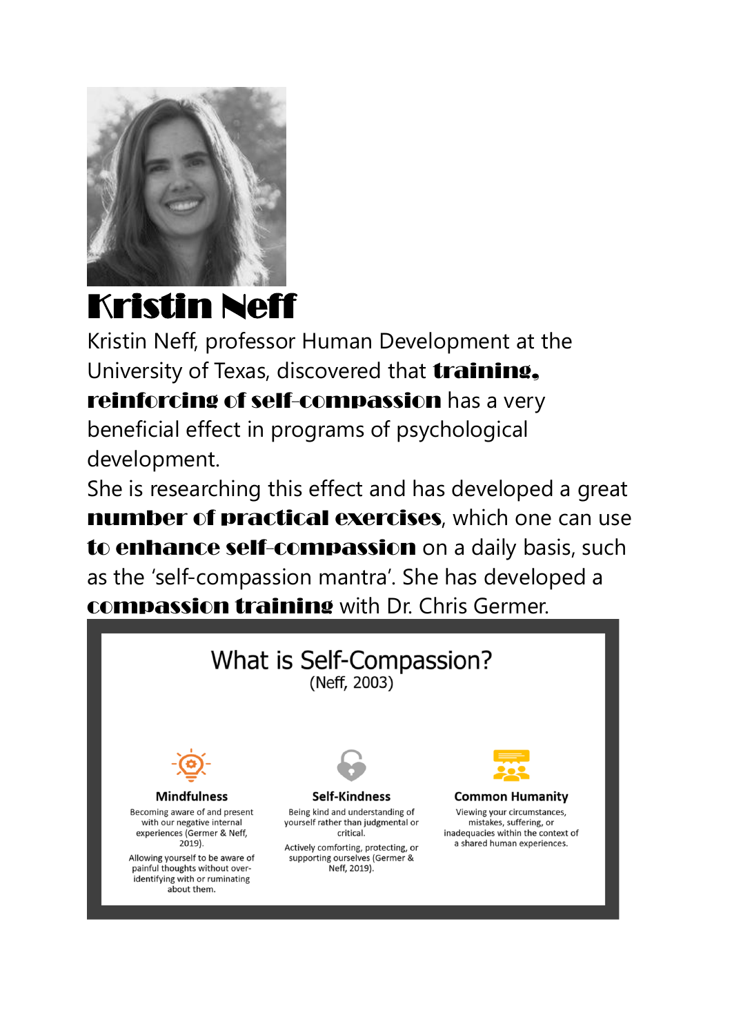# Kristin Neff

Kristin Neff, professor Human Development at the University of Texas, discovered that **training, reinforcing of self-compassion** has a very beneficial effect in programs of psychological development.

She is researching this effect and has developed a great **number of practical exercises**, which one can use **to enhance self-compassion** on a daily basis, such as the 'self-compassion mantra'. She has developed a **compassion training** with Dr. Chris Germer.

## What is Self-Compassion?

(Neff, 2003)

**Mindfulness**

Becoming aware of and present with our negative internal experiences (Germer & Neff, 2019).

Allowing yourself to be aware of painful thoughts without over-identifying with or ruminating about them.

**Self-Kindness**

Being kind and understanding of yourself rather than judgmental or critical.

Actively comforting, protecting, or supporting ourselves (Germer & Neff, 2019).

**Common Humanity**

Viewing your circumstances, mistakes, suffering, or inadequacies within the context of a shared human experiences.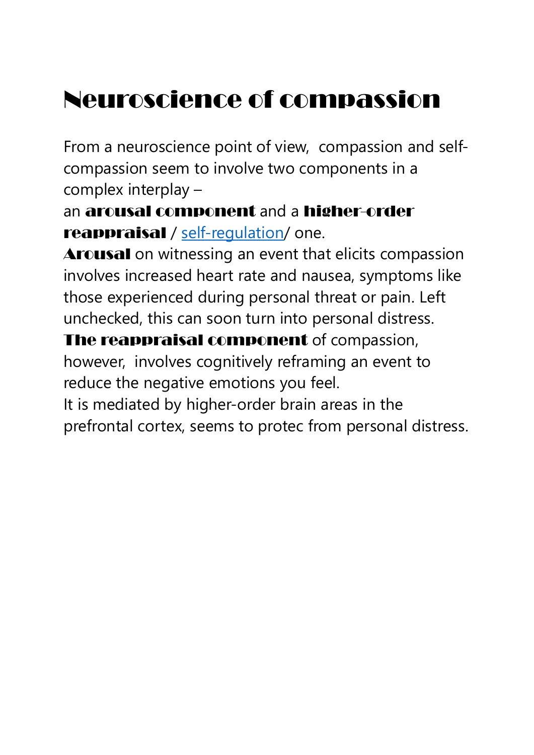# Neuroscience of compassion

From a neuroscience point of view,  compassion and self-compassion seem to involve two components in a complex interplay –
an **arousal component** and a **higher-order reappraisal** / self-regulation/ one.
**Arousal** on witnessing an event that elicits compassion involves increased heart rate and nausea, symptoms like those experienced during personal threat or pain. Left unchecked, this can soon turn into personal distress.
**The reappraisal component** of compassion, however,  involves cognitively reframing an event to reduce the negative emotions you feel.
It is mediated by higher-order brain areas in the prefrontal cortex, seems to protec from personal distress.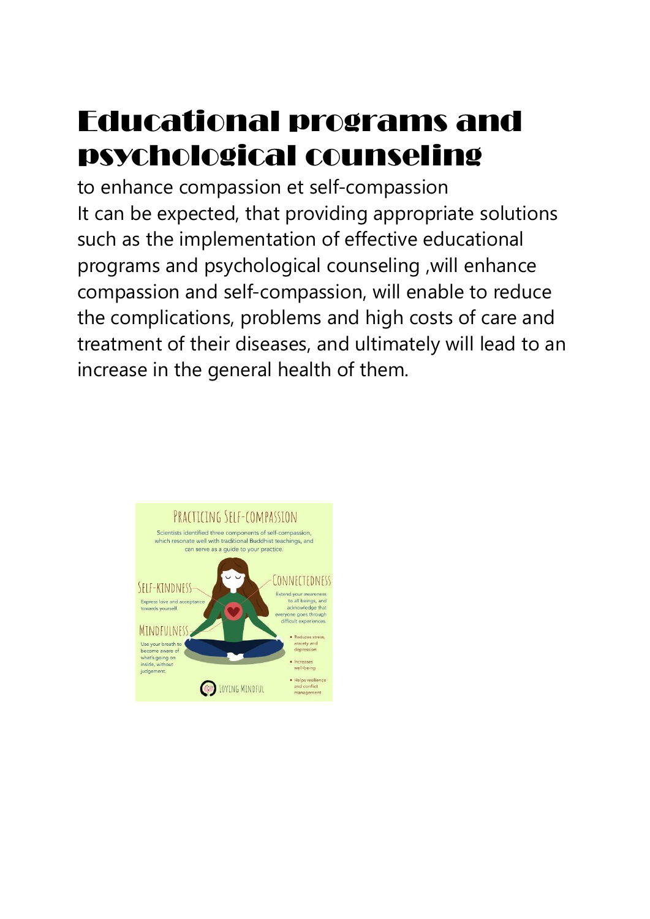# Educational programs and psychological counseling

to enhance compassion et self-compassion

It can be expected, that providing appropriate solutions such as the implementation of effective educational programs and psychological counseling ,will enhance compassion and self-compassion, will enable to reduce the complications, problems and high costs of care and treatment of their diseases, and ultimately will lead to an increase in the general health of them.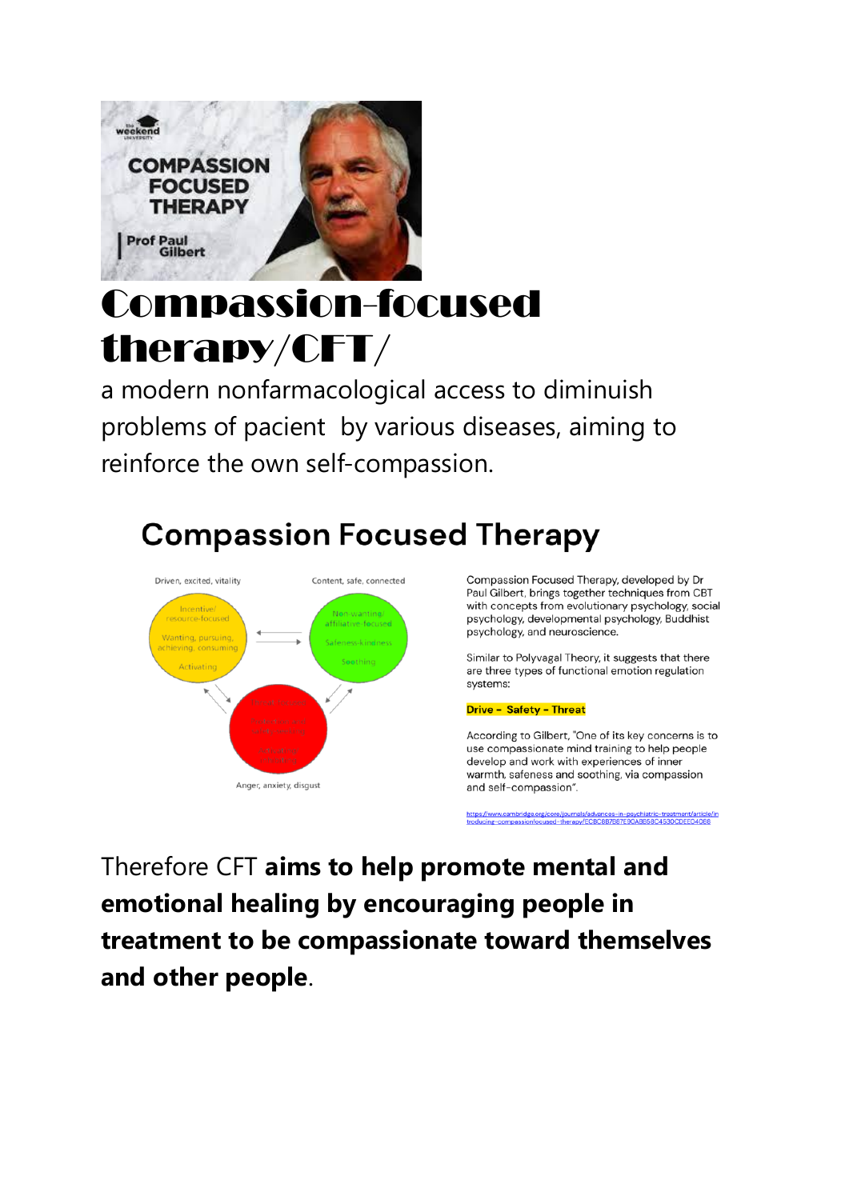# Compassion-focused therapy/CFT/

a modern nonfarmacological access to diminuish problems of pacient by various diseases, aiming to reinforce the own self-compassion.

## Compassion Focused Therapy

Driven, excited, vitality

Incentive/ resource-focused

Wanting, pursuing, achieving, consuming

Activating

Content, safe, connected

Non-wanting/ affiliative focused

Safeness-kindness

Soothing

Anger, anxiety, disgust

Compassion Focused Therapy, developed by Dr Paul Gilbert, brings together techniques from CBT with concepts from evolutionary psychology, social psychology, developmental psychology, Buddhist psychology, and neuroscience.

Similar to Polyvagal Theory, it suggests that there are three types of functional emotion regulation systems:

**Drive - Safety - Threat**

According to Gilbert, "One of its key concerns is to use compassionate mind training to help people develop and work with experiences of inner warmth, safeness and soothing, via compassion and self-compassion".

https://www.cambridge.org/core/journals/advances-in-psychiatric-treatment/article/introducing-compassionfocused-therapy/ECBC8B7B87E90AB858C4530CDEE04088

Therefore CFT **aims to help promote mental and emotional healing by encouraging people in treatment to be compassionate toward themselves and other people**.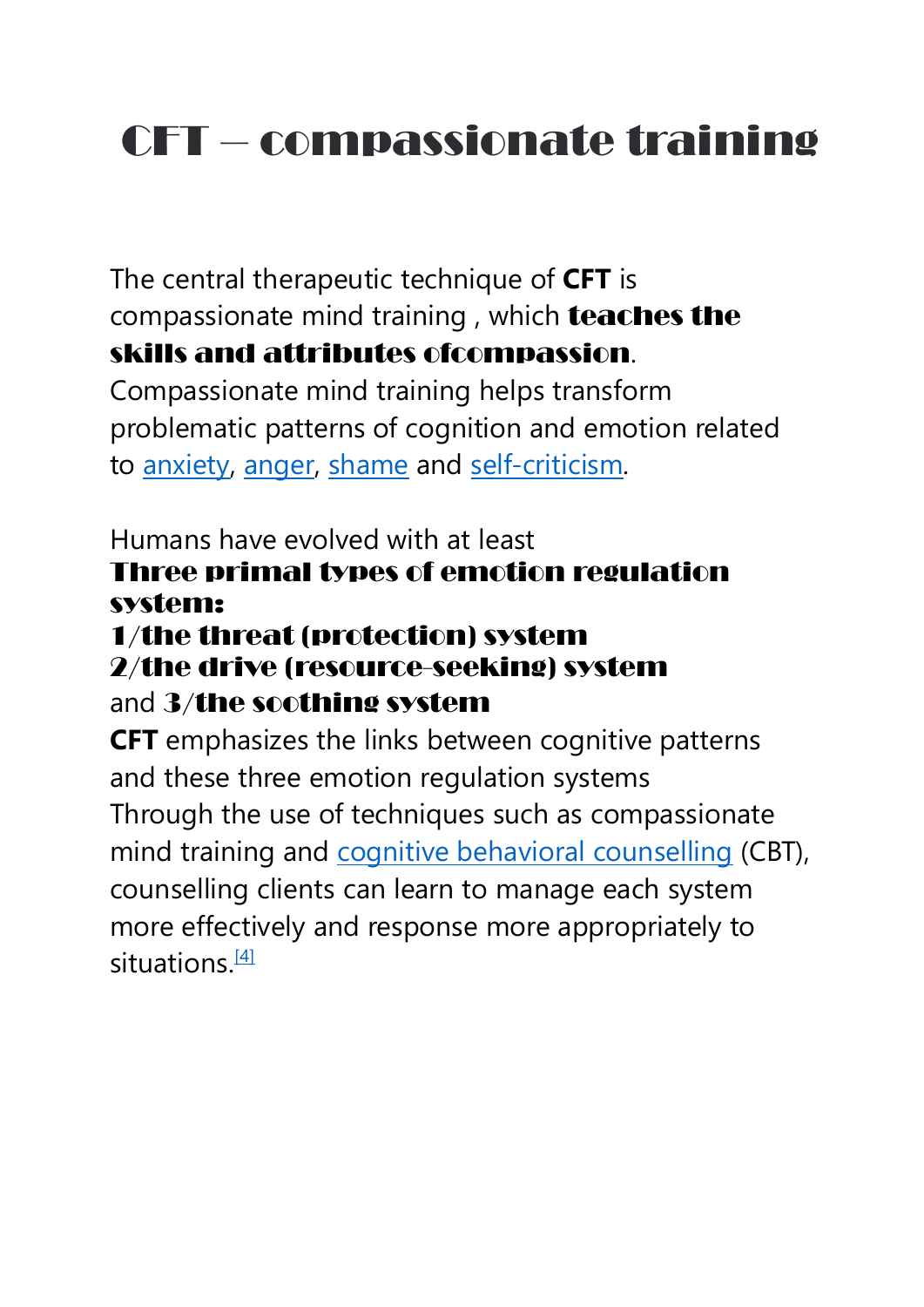# CFT – compassionate training

The central therapeutic technique of **CFT** is compassionate mind training , which **teaches the skills and attributes ofcompassion**. Compassionate mind training helps transform problematic patterns of cognition and emotion related to anxiety, anger, shame and self-criticism.

Humans have evolved with at least
**Three primal types of emotion regulation system:**
**1/the threat (protection) system**
**2/the drive (resource-seeking) system**
and **3/the soothing system**
**CFT** emphasizes the links between cognitive patterns and these three emotion regulation systems
Through the use of techniques such as compassionate mind training and cognitive behavioral counselling (CBT), counselling clients can learn to manage each system more effectively and response more appropriately to situations.[4]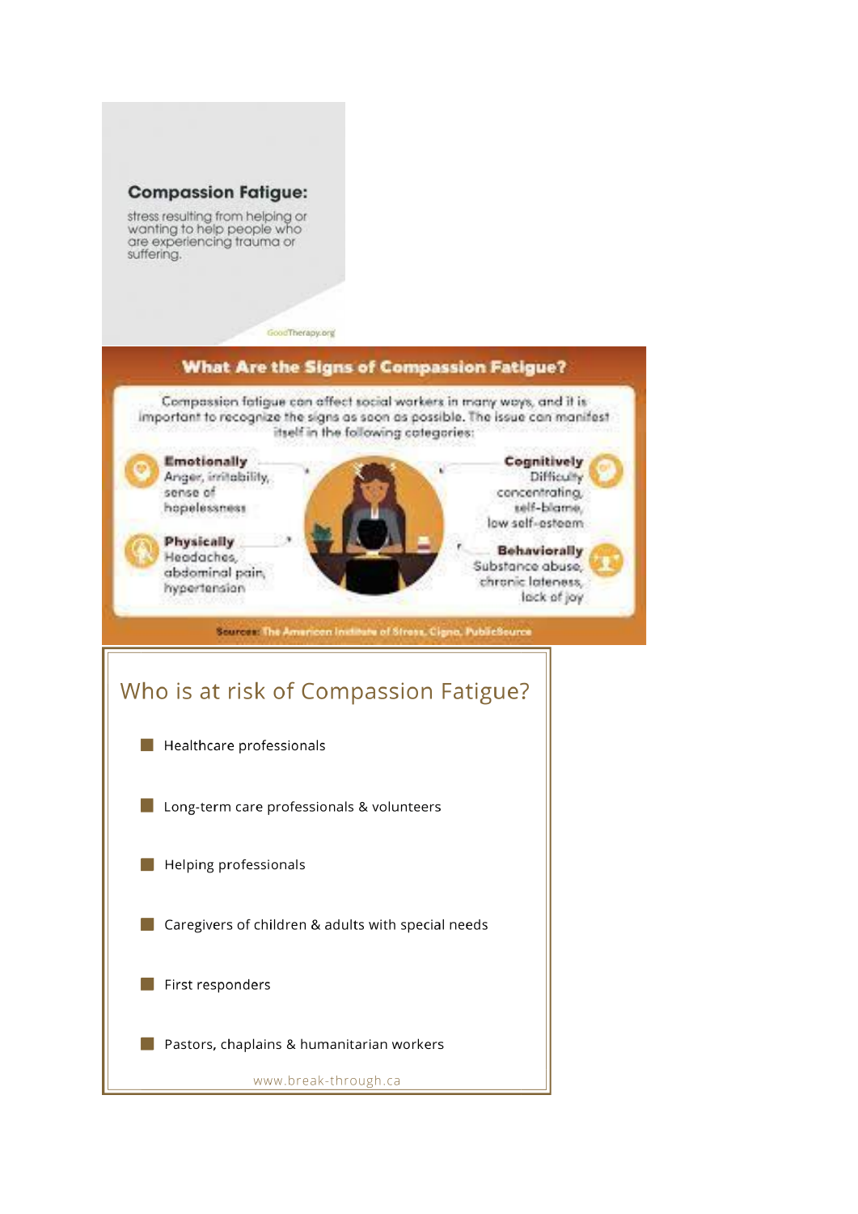**Compassion Fatigue:**

stress resulting from helping or wanting to help people who are experiencing trauma or suffering.

GoodTherapy.org

## What Are the Signs of Compassion Fatigue?

Compassion fatigue can affect social workers in many ways, and it is important to recognize the signs as soon as possible. The issue can manifest itself in the following categories:

**Emotionally**
Anger, irritability, sense of hopelessness

**Physically**
Headaches, abdominal pain, hypertension

**Cognitively**
Difficulty concentrating, self-blame, low self-esteem

**Behaviorally**
Substance abuse, chronic lateness, lack of joy

**Sources:** The American Institute of Stress, Cigna, PublicSource

## Who is at risk of Compassion Fatigue?

- Healthcare professionals
- Long-term care professionals & volunteers
- Helping professionals
- Caregivers of children & adults with special needs
- First responders
- Pastors, chaplains & humanitarian workers

www.break-through.ca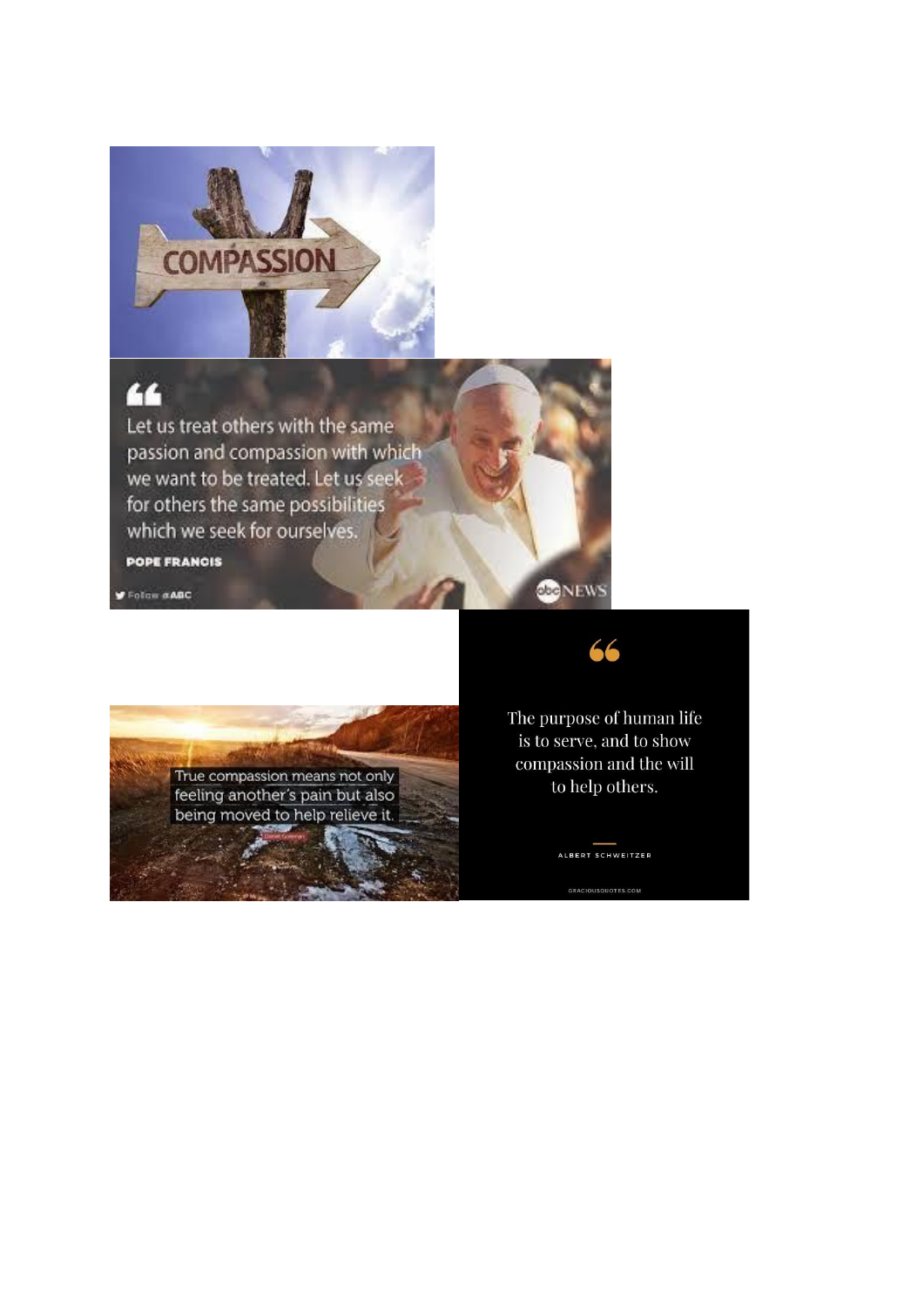COMPASSION

Let us treat others with the same passion and compassion with which we want to be treated. Let us seek for others the same possibilities which we seek for ourselves.

POPE FRANCIS

True compassion means not only feeling another's pain but also being moved to help relieve it.

The purpose of human life is to serve, and to show compassion and the will to help others.

ALBERT SCHWEITZER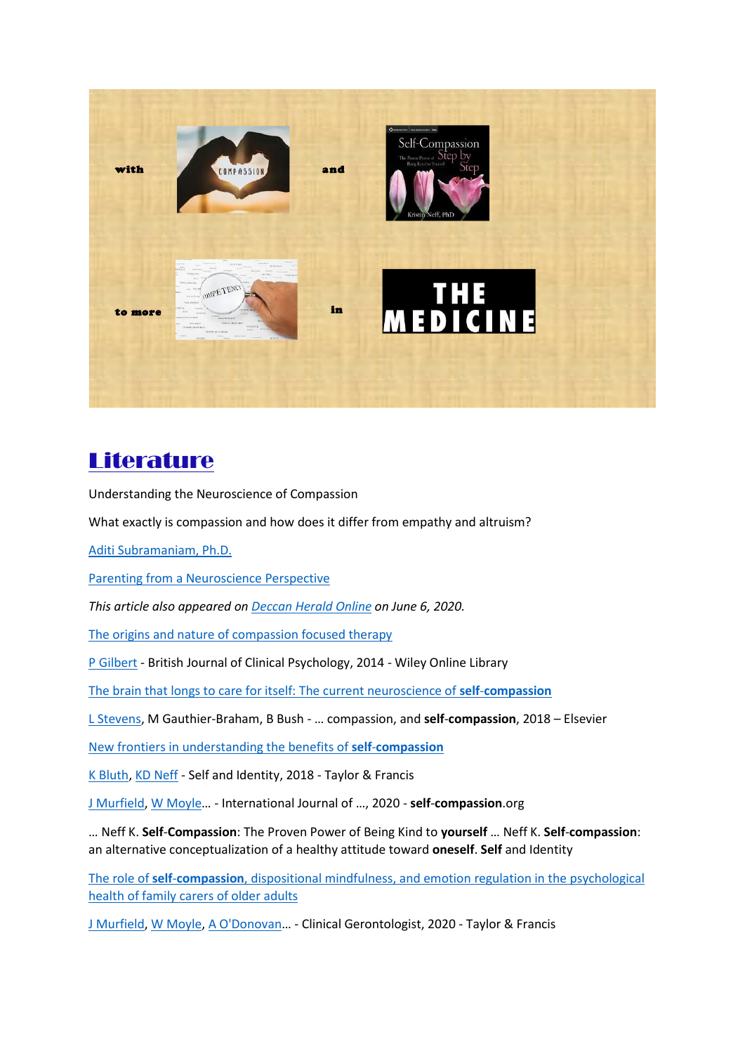with and

to more in

# Literature

Understanding the Neuroscience of Compassion

What exactly is compassion and how does it differ from empathy and altruism?

Aditi Subramaniam, Ph.D.

Parenting from a Neuroscience Perspective

*This article also appeared on Deccan Herald Online on June 6, 2020.*

The origins and nature of compassion focused therapy

P Gilbert - British Journal of Clinical Psychology, 2014 - Wiley Online Library

The brain that longs to care for itself: The current neuroscience of **self-compassion**

L Stevens, M Gauthier-Braham, B Bush - … compassion, and **self-compassion**, 2018 – Elsevier

New frontiers in understanding the benefits of **self-compassion**

K Bluth, KD Neff - Self and Identity, 2018 - Taylor & Francis

J Murfield, W Moyle… - International Journal of …, 2020 - **self-compassion**.org

… Neff K. **Self-Compassion**: The Proven Power of Being Kind to **yourself** … Neff K. **Self-compassion**: an alternative conceptualization of a healthy attitude toward **oneself**. **Self** and Identity

The role of **self-compassion**, dispositional mindfulness, and emotion regulation in the psychological health of family carers of older adults

J Murfield, W Moyle, A O'Donovan… - Clinical Gerontologist, 2020 - Taylor & Francis